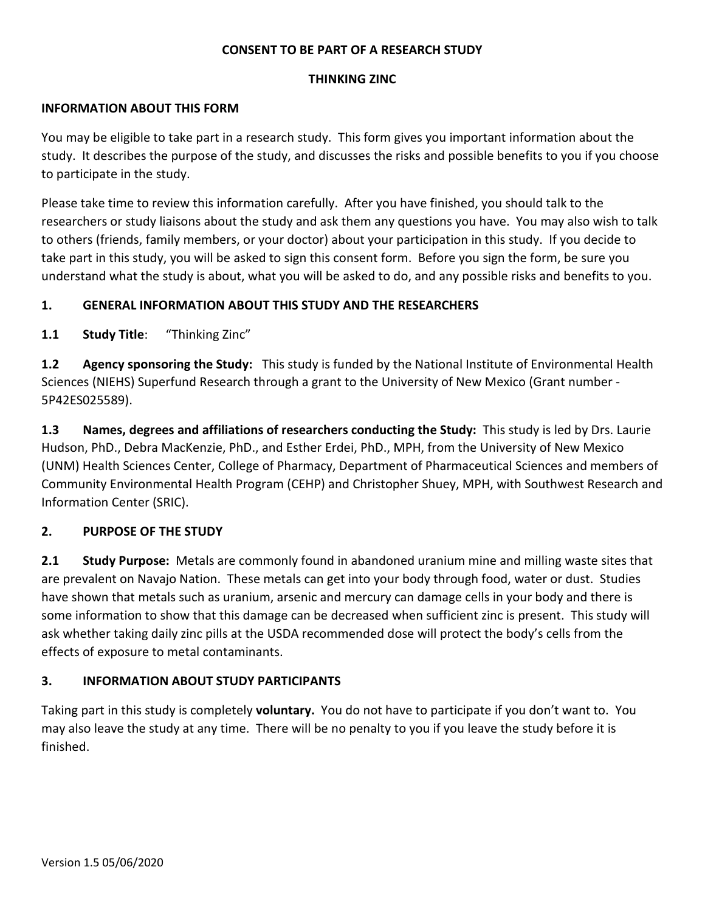**CONSENT TO BE PART OF A RESEARCH STUDY**

**THINKING ZINC**

## INFORMATION ABOUT THIS FORM

You may be eligible to take part in a research study. This form gives you important information about the study. It describes the purpose of the study, and discusses the risks and possible benefits to you if you choose to participate in the study.

Please take time to review this information carefully. After you have finished, you should talk to the researchers or study liaisons about the study and ask them any questions you have. You may also wish to talk to others (friends, family members, or your doctor) about your participation in this study. If you decide to take part in this study, you will be asked to sign this consent form. Before you sign the form, be sure you understand what the study is about, what you will be asked to do, and any possible risks and benefits to you.

## 1. GENERAL INFORMATION ABOUT THIS STUDY AND THE RESEARCHERS

**1.1 Study Title**: "Thinking Zinc"

**1.2 Agency sponsoring the Study:** This study is funded by the National Institute of Environmental Health Sciences (NIEHS) Superfund Research through a grant to the University of New Mexico (Grant number - 5P42ES025589).

**1.3 Names, degrees and affiliations of researchers conducting the Study:** This study is led by Drs. Laurie Hudson, PhD., Debra MacKenzie, PhD., and Esther Erdei, PhD., MPH, from the University of New Mexico (UNM) Health Sciences Center, College of Pharmacy, Department of Pharmaceutical Sciences and members of Community Environmental Health Program (CEHP) and Christopher Shuey, MPH, with Southwest Research and Information Center (SRIC).

## 2. PURPOSE OF THE STUDY

**2.1 Study Purpose:** Metals are commonly found in abandoned uranium mine and milling waste sites that are prevalent on Navajo Nation. These metals can get into your body through food, water or dust. Studies have shown that metals such as uranium, arsenic and mercury can damage cells in your body and there is some information to show that this damage can be decreased when sufficient zinc is present. This study will ask whether taking daily zinc pills at the USDA recommended dose will protect the body's cells from the effects of exposure to metal contaminants.

## 3. INFORMATION ABOUT STUDY PARTICIPANTS

Taking part in this study is completely **voluntary.** You do not have to participate if you don't want to. You may also leave the study at any time. There will be no penalty to you if you leave the study before it is finished.

Version 1.5 05/06/2020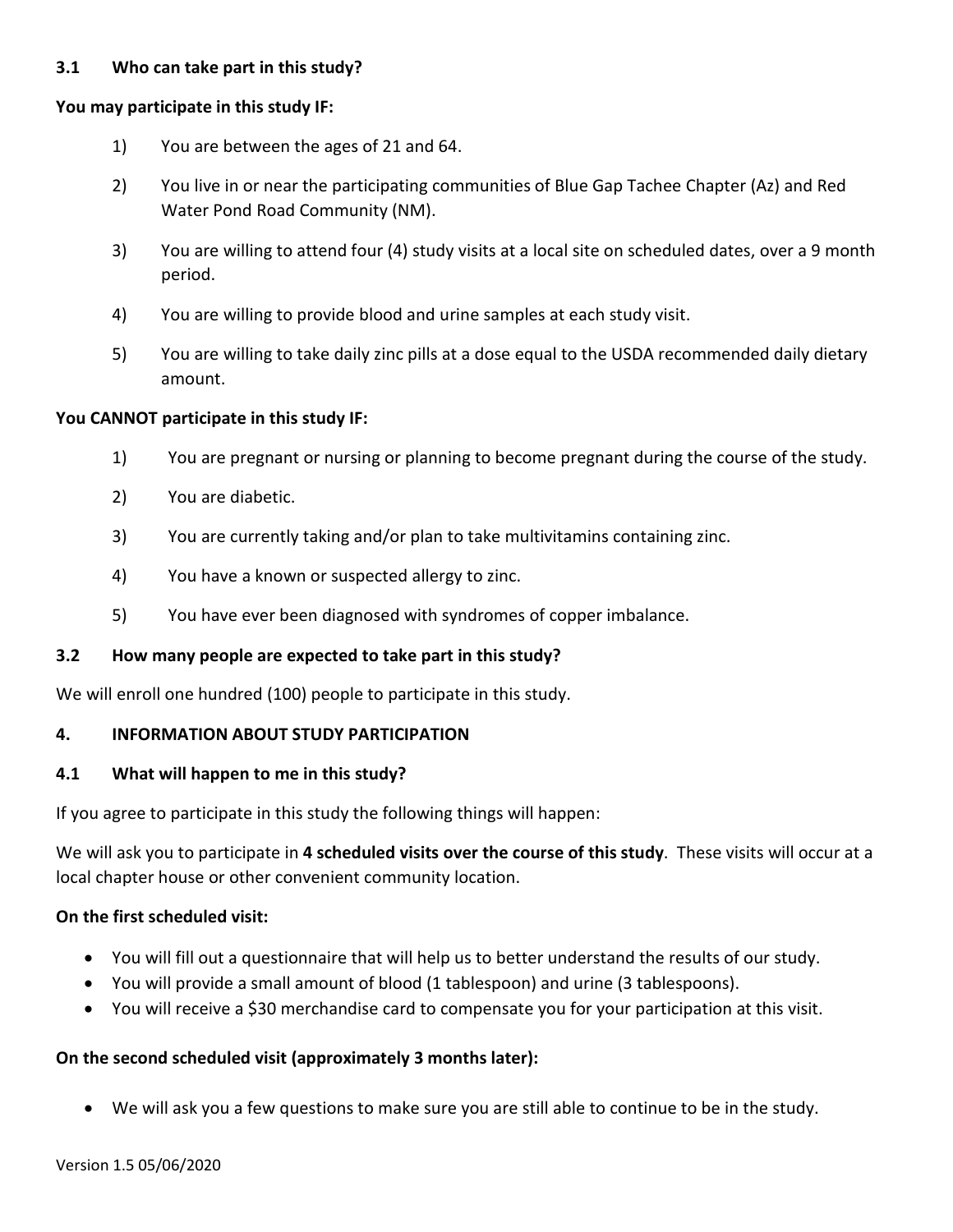### 3.1 Who can take part in this study?

**You may participate in this study IF:**

1) You are between the ages of 21 and 64.
2) You live in or near the participating communities of Blue Gap Tachee Chapter (Az) and Red Water Pond Road Community (NM).
3) You are willing to attend four (4) study visits at a local site on scheduled dates, over a 9 month period.
4) You are willing to provide blood and urine samples at each study visit.
5) You are willing to take daily zinc pills at a dose equal to the USDA recommended daily dietary amount.

**You CANNOT participate in this study IF:**

1) You are pregnant or nursing or planning to become pregnant during the course of the study.
2) You are diabetic.
3) You are currently taking and/or plan to take multivitamins containing zinc.
4) You have a known or suspected allergy to zinc.
5) You have ever been diagnosed with syndromes of copper imbalance.

### 3.2 How many people are expected to take part in this study?

We will enroll one hundred (100) people to participate in this study.

## 4. INFORMATION ABOUT STUDY PARTICIPATION

### 4.1 What will happen to me in this study?

If you agree to participate in this study the following things will happen:

We will ask you to participate in **4 scheduled visits over the course of this study**. These visits will occur at a local chapter house or other convenient community location.

**On the first scheduled visit:**

- You will fill out a questionnaire that will help us to better understand the results of our study.
- You will provide a small amount of blood (1 tablespoon) and urine (3 tablespoons).
- You will receive a $30 merchandise card to compensate you for your participation at this visit.

**On the second scheduled visit (approximately 3 months later):**

- We will ask you a few questions to make sure you are still able to continue to be in the study.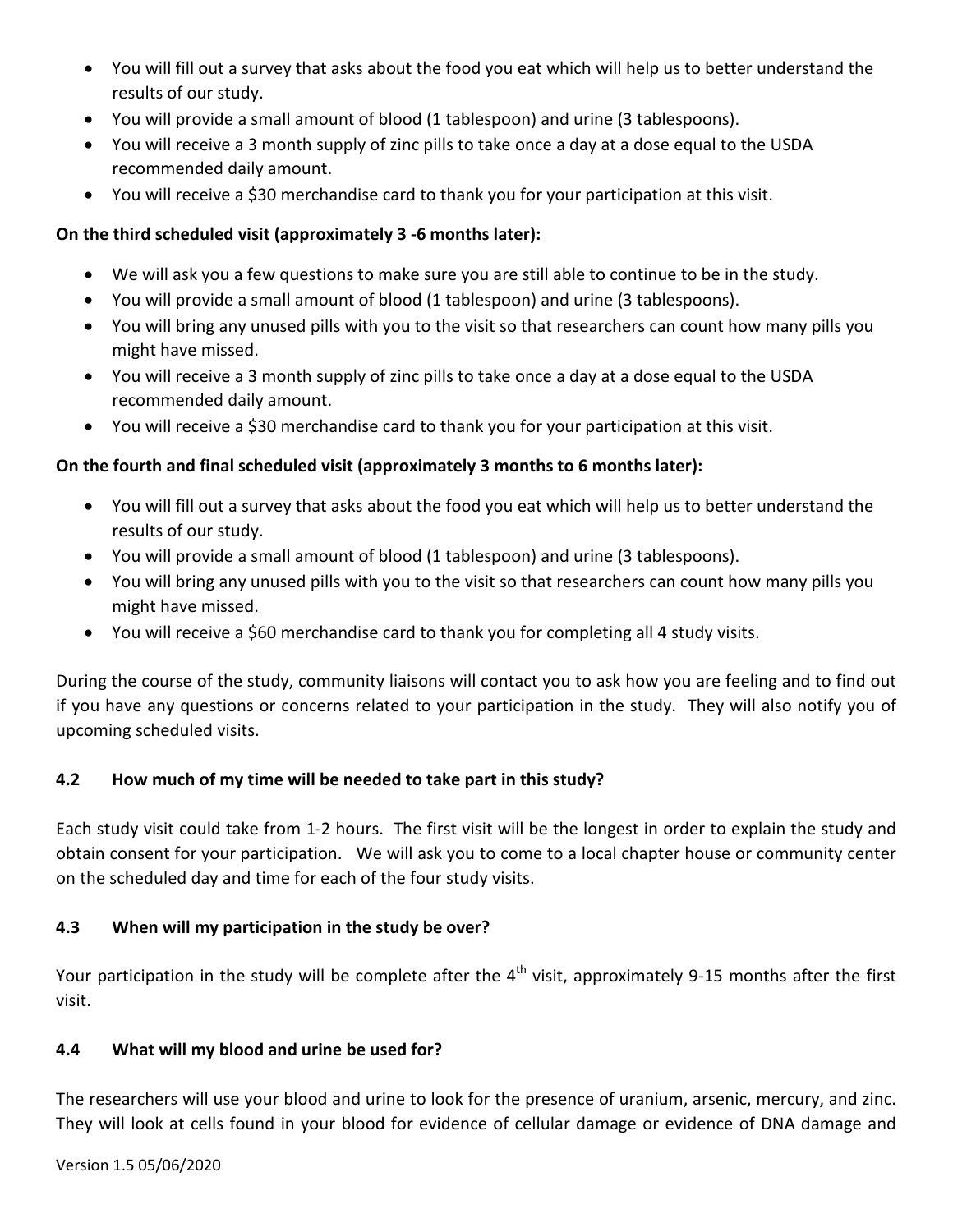- You will fill out a survey that asks about the food you eat which will help us to better understand the results of our study.
- You will provide a small amount of blood (1 tablespoon) and urine (3 tablespoons).
- You will receive a 3 month supply of zinc pills to take once a day at a dose equal to the USDA recommended daily amount.
- You will receive a $30 merchandise card to thank you for your participation at this visit.

**On the third scheduled visit (approximately 3 -6 months later):**

- We will ask you a few questions to make sure you are still able to continue to be in the study.
- You will provide a small amount of blood (1 tablespoon) and urine (3 tablespoons).
- You will bring any unused pills with you to the visit so that researchers can count how many pills you might have missed.
- You will receive a 3 month supply of zinc pills to take once a day at a dose equal to the USDA recommended daily amount.
- You will receive a $30 merchandise card to thank you for your participation at this visit.

**On the fourth and final scheduled visit (approximately 3 months to 6 months later):**

- You will fill out a survey that asks about the food you eat which will help us to better understand the results of our study.
- You will provide a small amount of blood (1 tablespoon) and urine (3 tablespoons).
- You will bring any unused pills with you to the visit so that researchers can count how many pills you might have missed.
- You will receive a $60 merchandise card to thank you for completing all 4 study visits.

During the course of the study, community liaisons will contact you to ask how you are feeling and to find out if you have any questions or concerns related to your participation in the study. They will also notify you of upcoming scheduled visits.

### 4.2 How much of my time will be needed to take part in this study?

Each study visit could take from 1-2 hours. The first visit will be the longest in order to explain the study and obtain consent for your participation. We will ask you to come to a local chapter house or community center on the scheduled day and time for each of the four study visits.

### 4.3 When will my participation in the study be over?

Your participation in the study will be complete after the 4th visit, approximately 9-15 months after the first visit.

### 4.4 What will my blood and urine be used for?

The researchers will use your blood and urine to look for the presence of uranium, arsenic, mercury, and zinc. They will look at cells found in your blood for evidence of cellular damage or evidence of DNA damage and

Version 1.5 05/06/2020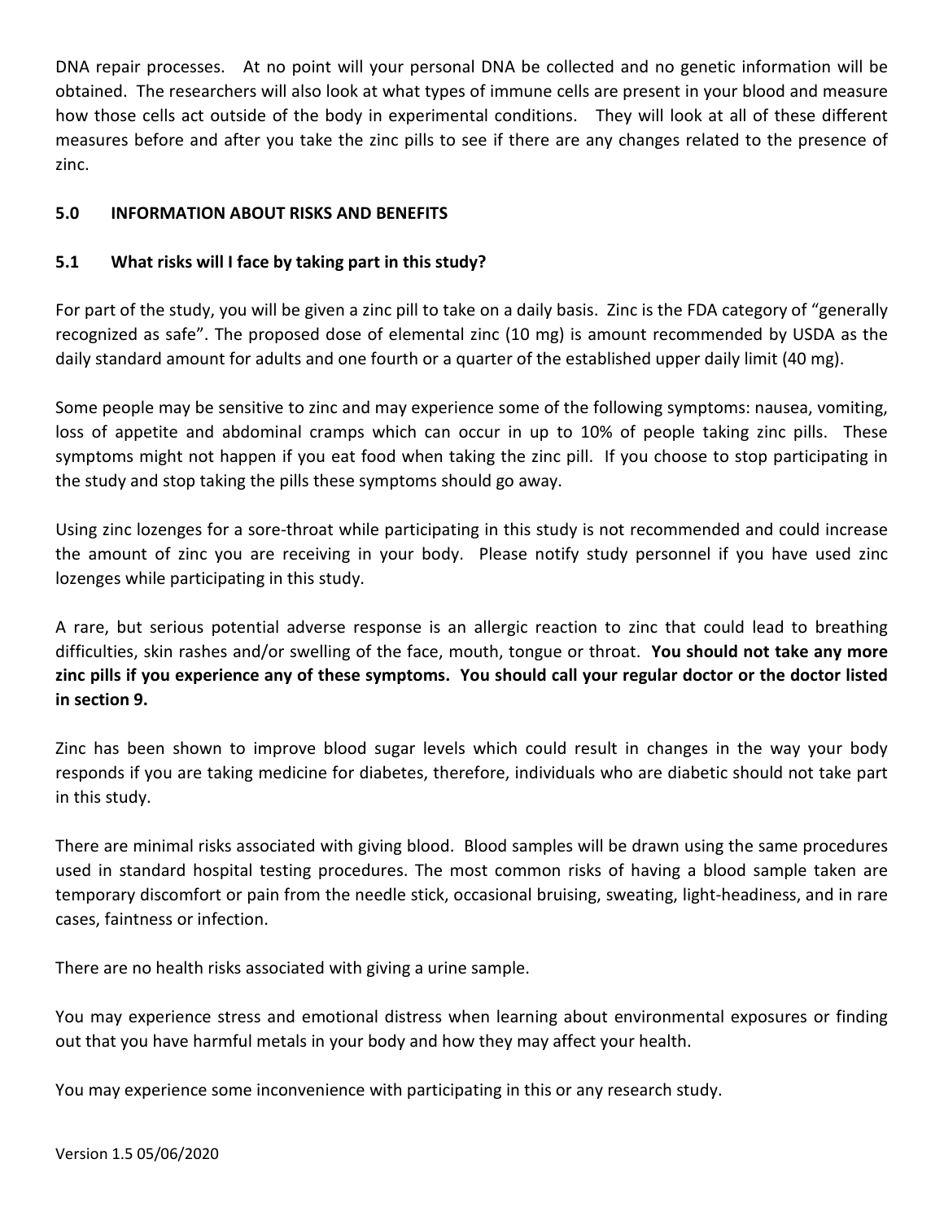DNA repair processes. At no point will your personal DNA be collected and no genetic information will be obtained. The researchers will also look at what types of immune cells are present in your blood and measure how those cells act outside of the body in experimental conditions. They will look at all of these different measures before and after you take the zinc pills to see if there are any changes related to the presence of zinc.

## 5.0 INFORMATION ABOUT RISKS AND BENEFITS

### 5.1 What risks will I face by taking part in this study?

For part of the study, you will be given a zinc pill to take on a daily basis. Zinc is the FDA category of "generally recognized as safe". The proposed dose of elemental zinc (10 mg) is amount recommended by USDA as the daily standard amount for adults and one fourth or a quarter of the established upper daily limit (40 mg).

Some people may be sensitive to zinc and may experience some of the following symptoms: nausea, vomiting, loss of appetite and abdominal cramps which can occur in up to 10% of people taking zinc pills. These symptoms might not happen if you eat food when taking the zinc pill. If you choose to stop participating in the study and stop taking the pills these symptoms should go away.

Using zinc lozenges for a sore-throat while participating in this study is not recommended and could increase the amount of zinc you are receiving in your body. Please notify study personnel if you have used zinc lozenges while participating in this study.

A rare, but serious potential adverse response is an allergic reaction to zinc that could lead to breathing difficulties, skin rashes and/or swelling of the face, mouth, tongue or throat. **You should not take any more zinc pills if you experience any of these symptoms. You should call your regular doctor or the doctor listed in section 9.**

Zinc has been shown to improve blood sugar levels which could result in changes in the way your body responds if you are taking medicine for diabetes, therefore, individuals who are diabetic should not take part in this study.

There are minimal risks associated with giving blood. Blood samples will be drawn using the same procedures used in standard hospital testing procedures. The most common risks of having a blood sample taken are temporary discomfort or pain from the needle stick, occasional bruising, sweating, light-headiness, and in rare cases, faintness or infection.

There are no health risks associated with giving a urine sample.

You may experience stress and emotional distress when learning about environmental exposures or finding out that you have harmful metals in your body and how they may affect your health.

You may experience some inconvenience with participating in this or any research study.

Version 1.5 05/06/2020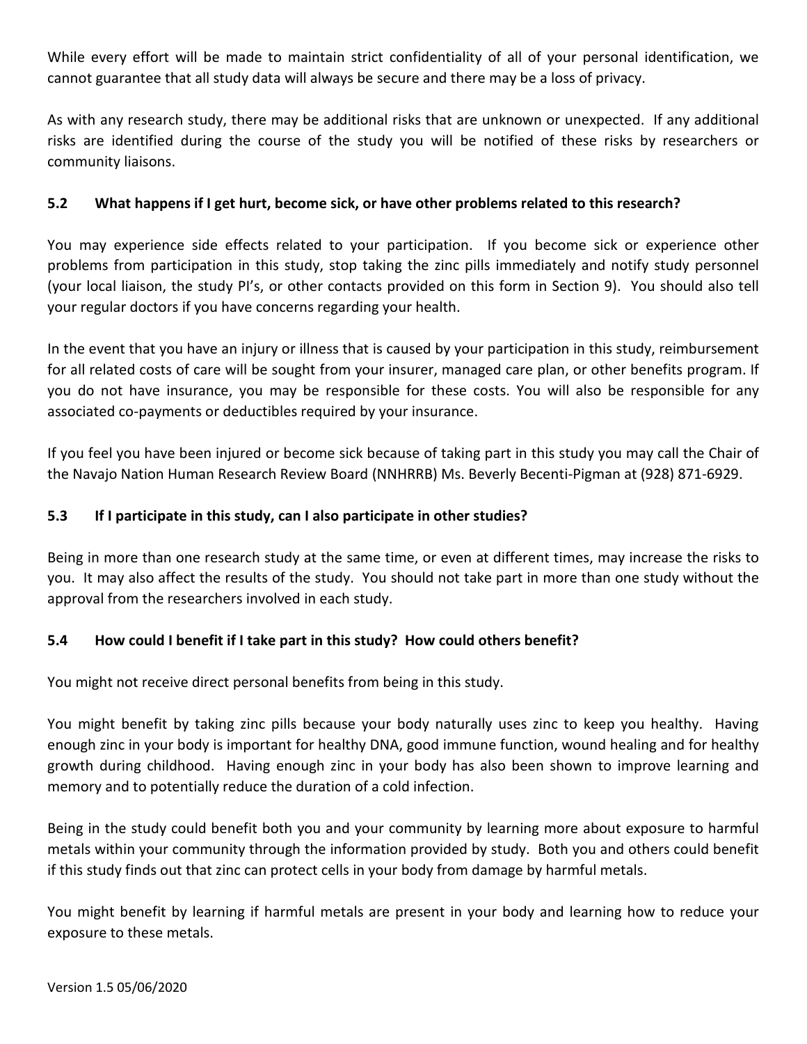While every effort will be made to maintain strict confidentiality of all of your personal identification, we cannot guarantee that all study data will always be secure and there may be a loss of privacy.

As with any research study, there may be additional risks that are unknown or unexpected. If any additional risks are identified during the course of the study you will be notified of these risks by researchers or community liaisons.

### 5.2 What happens if I get hurt, become sick, or have other problems related to this research?

You may experience side effects related to your participation. If you become sick or experience other problems from participation in this study, stop taking the zinc pills immediately and notify study personnel (your local liaison, the study PI's, or other contacts provided on this form in Section 9). You should also tell your regular doctors if you have concerns regarding your health.

In the event that you have an injury or illness that is caused by your participation in this study, reimbursement for all related costs of care will be sought from your insurer, managed care plan, or other benefits program. If you do not have insurance, you may be responsible for these costs. You will also be responsible for any associated co-payments or deductibles required by your insurance.

If you feel you have been injured or become sick because of taking part in this study you may call the Chair of the Navajo Nation Human Research Review Board (NNHRRB) Ms. Beverly Becenti-Pigman at (928) 871-6929.

### 5.3 If I participate in this study, can I also participate in other studies?

Being in more than one research study at the same time, or even at different times, may increase the risks to you. It may also affect the results of the study. You should not take part in more than one study without the approval from the researchers involved in each study.

### 5.4 How could I benefit if I take part in this study? How could others benefit?

You might not receive direct personal benefits from being in this study.

You might benefit by taking zinc pills because your body naturally uses zinc to keep you healthy. Having enough zinc in your body is important for healthy DNA, good immune function, wound healing and for healthy growth during childhood. Having enough zinc in your body has also been shown to improve learning and memory and to potentially reduce the duration of a cold infection.

Being in the study could benefit both you and your community by learning more about exposure to harmful metals within your community through the information provided by study. Both you and others could benefit if this study finds out that zinc can protect cells in your body from damage by harmful metals.

You might benefit by learning if harmful metals are present in your body and learning how to reduce your exposure to these metals.

Version 1.5 05/06/2020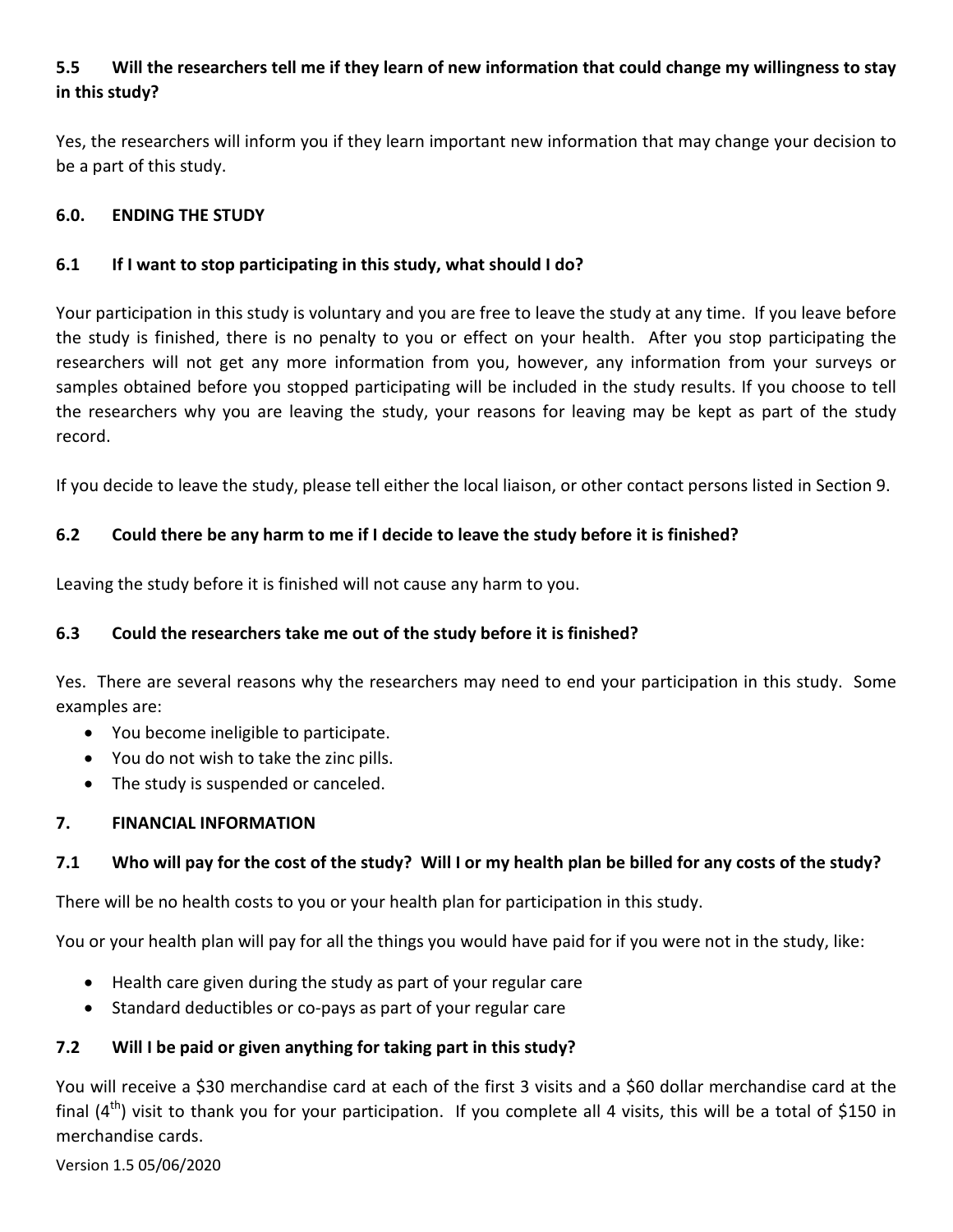### 5.5 Will the researchers tell me if they learn of new information that could change my willingness to stay in this study?

Yes, the researchers will inform you if they learn important new information that may change your decision to be a part of this study.

## 6.0. ENDING THE STUDY

### 6.1 If I want to stop participating in this study, what should I do?

Your participation in this study is voluntary and you are free to leave the study at any time. If you leave before the study is finished, there is no penalty to you or effect on your health. After you stop participating the researchers will not get any more information from you, however, any information from your surveys or samples obtained before you stopped participating will be included in the study results. If you choose to tell the researchers why you are leaving the study, your reasons for leaving may be kept as part of the study record.

If you decide to leave the study, please tell either the local liaison, or other contact persons listed in Section 9.

### 6.2 Could there be any harm to me if I decide to leave the study before it is finished?

Leaving the study before it is finished will not cause any harm to you.

### 6.3 Could the researchers take me out of the study before it is finished?

Yes. There are several reasons why the researchers may need to end your participation in this study. Some examples are:

- You become ineligible to participate.
- You do not wish to take the zinc pills.
- The study is suspended or canceled.

## 7. FINANCIAL INFORMATION

### 7.1 Who will pay for the cost of the study? Will I or my health plan be billed for any costs of the study?

There will be no health costs to you or your health plan for participation in this study.

You or your health plan will pay for all the things you would have paid for if you were not in the study, like:

- Health care given during the study as part of your regular care
- Standard deductibles or co-pays as part of your regular care

### 7.2 Will I be paid or given anything for taking part in this study?

You will receive a $30 merchandise card at each of the first 3 visits and a $60 dollar merchandise card at the final (4th) visit to thank you for your participation. If you complete all 4 visits, this will be a total of $150 in merchandise cards.

Version 1.5 05/06/2020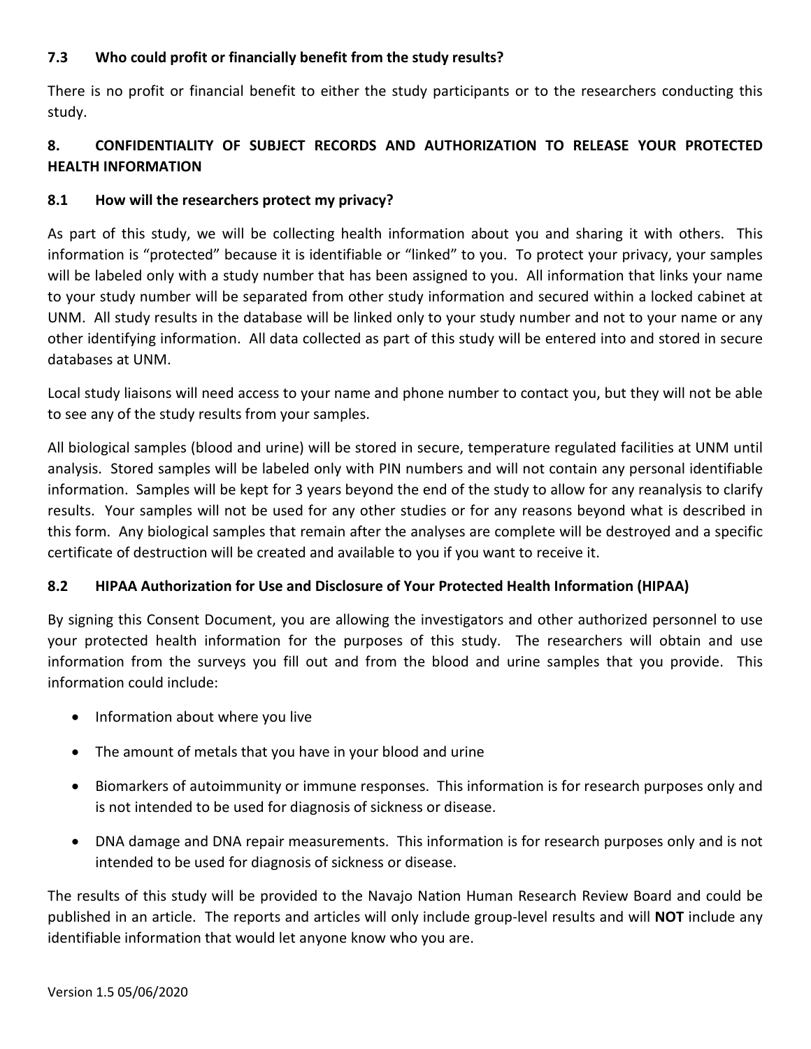### 7.3 Who could profit or financially benefit from the study results?

There is no profit or financial benefit to either the study participants or to the researchers conducting this study.

## 8. CONFIDENTIALITY OF SUBJECT RECORDS AND AUTHORIZATION TO RELEASE YOUR PROTECTED HEALTH INFORMATION

### 8.1 How will the researchers protect my privacy?

As part of this study, we will be collecting health information about you and sharing it with others. This information is "protected" because it is identifiable or "linked" to you. To protect your privacy, your samples will be labeled only with a study number that has been assigned to you. All information that links your name to your study number will be separated from other study information and secured within a locked cabinet at UNM. All study results in the database will be linked only to your study number and not to your name or any other identifying information. All data collected as part of this study will be entered into and stored in secure databases at UNM.

Local study liaisons will need access to your name and phone number to contact you, but they will not be able to see any of the study results from your samples.

All biological samples (blood and urine) will be stored in secure, temperature regulated facilities at UNM until analysis. Stored samples will be labeled only with PIN numbers and will not contain any personal identifiable information. Samples will be kept for 3 years beyond the end of the study to allow for any reanalysis to clarify results. Your samples will not be used for any other studies or for any reasons beyond what is described in this form. Any biological samples that remain after the analyses are complete will be destroyed and a specific certificate of destruction will be created and available to you if you want to receive it.

### 8.2 HIPAA Authorization for Use and Disclosure of Your Protected Health Information (HIPAA)

By signing this Consent Document, you are allowing the investigators and other authorized personnel to use your protected health information for the purposes of this study. The researchers will obtain and use information from the surveys you fill out and from the blood and urine samples that you provide. This information could include:

- Information about where you live
- The amount of metals that you have in your blood and urine
- Biomarkers of autoimmunity or immune responses. This information is for research purposes only and is not intended to be used for diagnosis of sickness or disease.
- DNA damage and DNA repair measurements. This information is for research purposes only and is not intended to be used for diagnosis of sickness or disease.

The results of this study will be provided to the Navajo Nation Human Research Review Board and could be published in an article. The reports and articles will only include group-level results and will **NOT** include any identifiable information that would let anyone know who you are.

Version 1.5 05/06/2020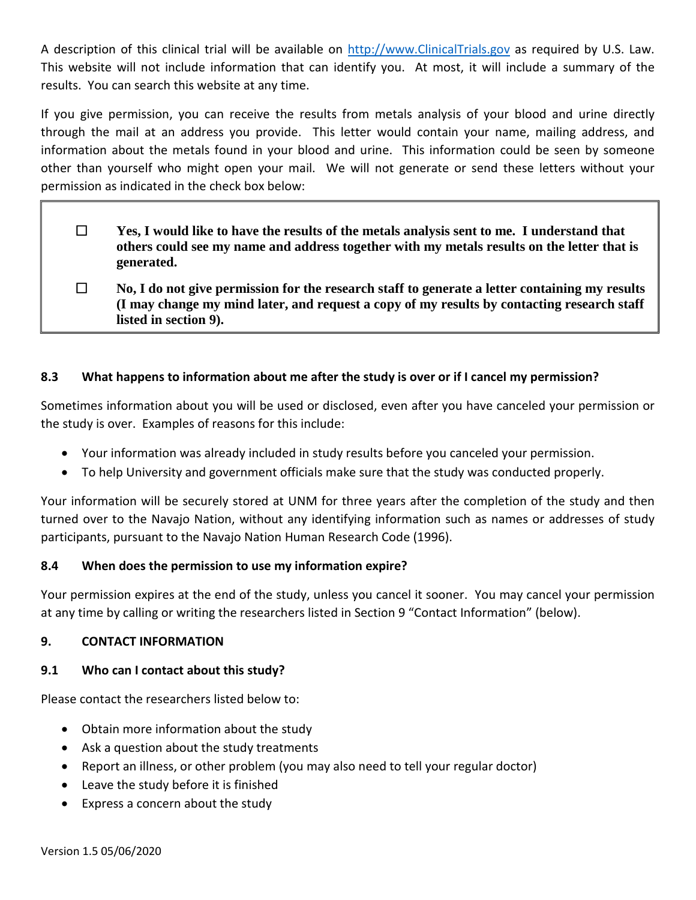A description of this clinical trial will be available on http://www.ClinicalTrials.gov as required by U.S. Law. This website will not include information that can identify you. At most, it will include a summary of the results. You can search this website at any time.

If you give permission, you can receive the results from metals analysis of your blood and urine directly through the mail at an address you provide. This letter would contain your name, mailing address, and information about the metals found in your blood and urine. This information could be seen by someone other than yourself who might open your mail. We will not generate or send these letters without your permission as indicated in the check box below:

☐ **Yes, I would like to have the results of the metals analysis sent to me. I understand that others could see my name and address together with my metals results on the letter that is generated.**

☐ **No, I do not give permission for the research staff to generate a letter containing my results (I may change my mind later, and request a copy of my results by contacting research staff listed in section 9).**

### 8.3 What happens to information about me after the study is over or if I cancel my permission?

Sometimes information about you will be used or disclosed, even after you have canceled your permission or the study is over. Examples of reasons for this include:

- Your information was already included in study results before you canceled your permission.
- To help University and government officials make sure that the study was conducted properly.

Your information will be securely stored at UNM for three years after the completion of the study and then turned over to the Navajo Nation, without any identifying information such as names or addresses of study participants, pursuant to the Navajo Nation Human Research Code (1996).

### 8.4 When does the permission to use my information expire?

Your permission expires at the end of the study, unless you cancel it sooner. You may cancel your permission at any time by calling or writing the researchers listed in Section 9 "Contact Information" (below).

## 9. CONTACT INFORMATION

### 9.1 Who can I contact about this study?

Please contact the researchers listed below to:

- Obtain more information about the study
- Ask a question about the study treatments
- Report an illness, or other problem (you may also need to tell your regular doctor)
- Leave the study before it is finished
- Express a concern about the study

Version 1.5 05/06/2020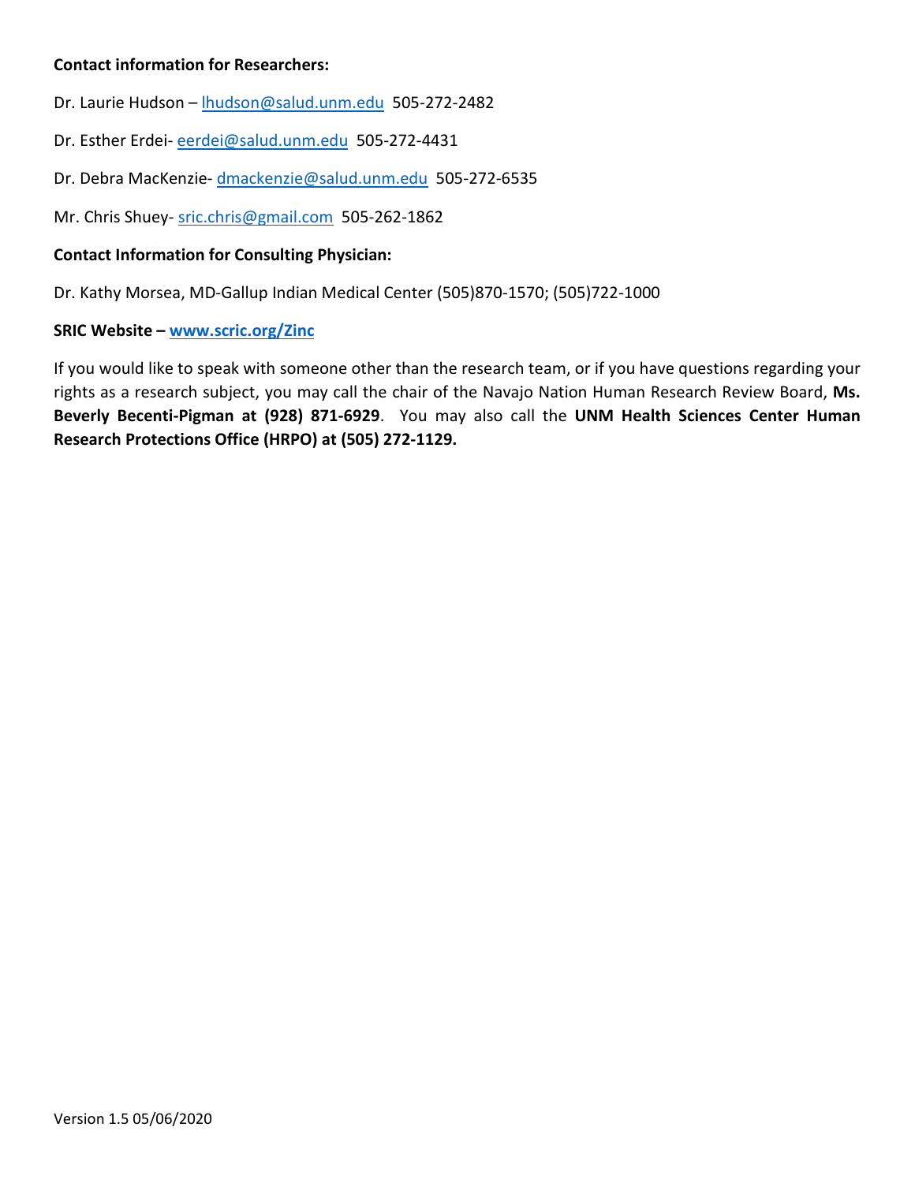**Contact information for Researchers:**

Dr. Laurie Hudson – lhudson@salud.unm.edu 505-272-2482

Dr. Esther Erdei- eerdei@salud.unm.edu 505-272-4431

Dr. Debra MacKenzie- dmackenzie@salud.unm.edu 505-272-6535

Mr. Chris Shuey- sric.chris@gmail.com 505-262-1862

**Contact Information for Consulting Physician:**

Dr. Kathy Morsea, MD-Gallup Indian Medical Center (505)870-1570; (505)722-1000

**SRIC Website – www.scric.org/Zinc**

If you would like to speak with someone other than the research team, or if you have questions regarding your rights as a research subject, you may call the chair of the Navajo Nation Human Research Review Board, **Ms. Beverly Becenti-Pigman at (928) 871-6929**. You may also call the **UNM Health Sciences Center Human Research Protections Office (HRPO) at (505) 272-1129.**

Version 1.5 05/06/2020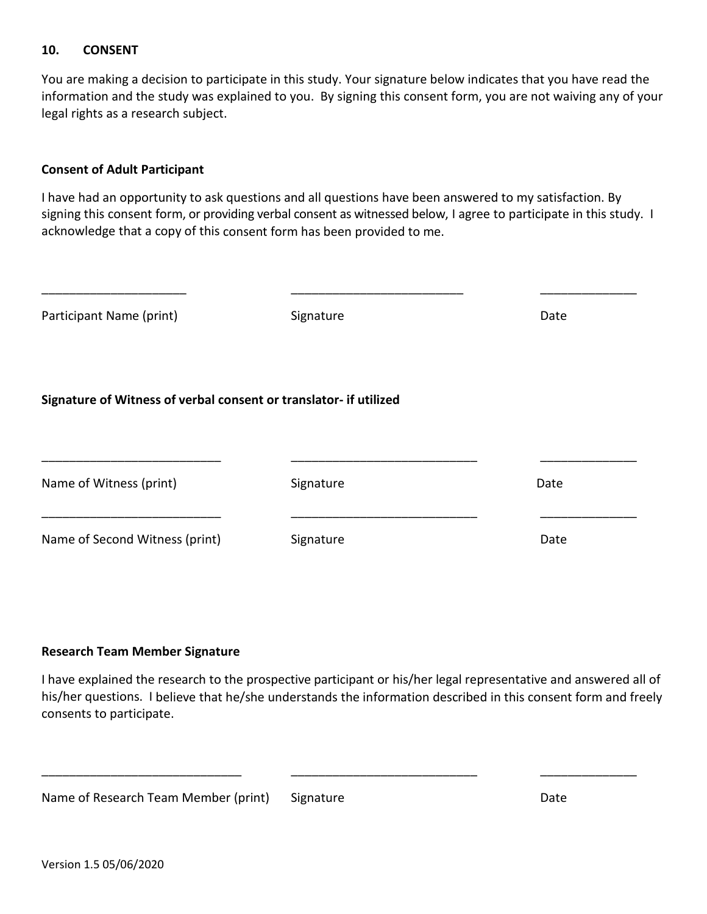## 10. CONSENT

You are making a decision to participate in this study. Your signature below indicates that you have read the information and the study was explained to you. By signing this consent form, you are not waiving any of your legal rights as a research subject.

**Consent of Adult Participant**

I have had an opportunity to ask questions and all questions have been answered to my satisfaction. By signing this consent form, or providing verbal consent as witnessed below, I agree to participate in this study. I acknowledge that a copy of this consent form has been provided to me.

| | | |
|---|---|---|
| ______________________ | __________________________ | ______________ |
| Participant Name (print) | Signature | Date |

**Signature of Witness of verbal consent or translator- if utilized**

| | | |
|---|---|---|
| ___________________________ | ____________________________ | ______________ |
| Name of Witness (print) | Signature | Date |
| ___________________________ | ____________________________ | ______________ |
| Name of Second Witness (print) | Signature | Date |

**Research Team Member Signature**

I have explained the research to the prospective participant or his/her legal representative and answered all of his/her questions. I believe that he/she understands the information described in this consent form and freely consents to participate.

| | | |
|---|---|---|
| ______________________________ | ____________________________ | ______________ |
| Name of Research Team Member (print) | Signature | Date |

Version 1.5 05/06/2020